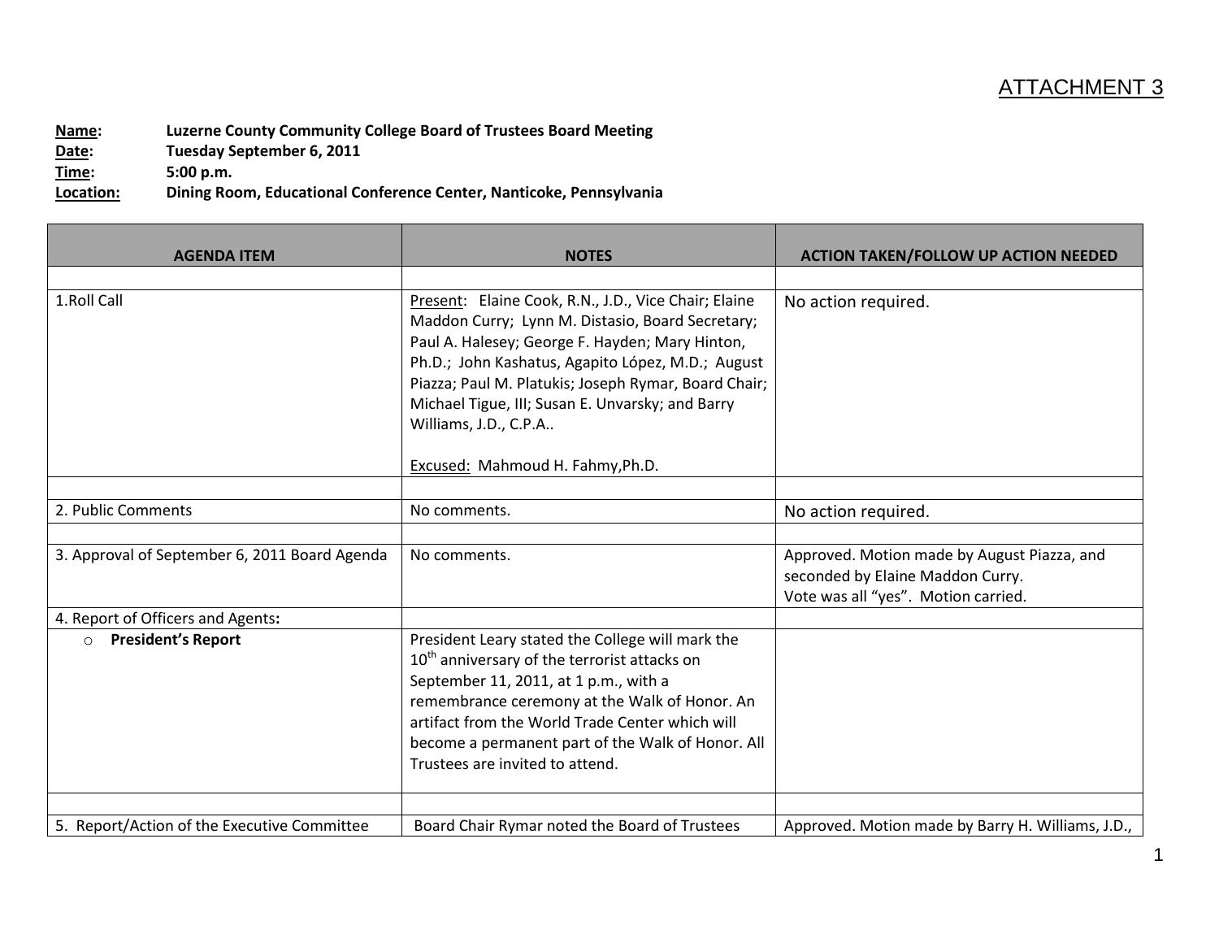ATTACHMENT 3

**Name:** **Luzerne County Community College Board of Trustees Board Meeting**
**Date:** **Tuesday September 6, 2011**
**Time:** **5:00 p.m.**
**Location:** **Dining Room, Educational Conference Center, Nanticoke, Pennsylvania**

| AGENDA ITEM | NOTES | ACTION TAKEN/FOLLOW UP ACTION NEEDED |
|---|---|---|
| | | |
| 1.Roll Call | Present: Elaine Cook, R.N., J.D., Vice Chair; Elaine Maddon Curry; Lynn M. Distasio, Board Secretary; Paul A. Halesey; George F. Hayden; Mary Hinton, Ph.D.; John Kashatus, Agapito López, M.D.; August Piazza; Paul M. Platukis; Joseph Rymar, Board Chair; Michael Tigue, III; Susan E. Unvarsky; and Barry Williams, J.D., C.P.A..<br><br>Excused: Mahmoud H. Fahmy,Ph.D. | No action required. |
| | | |
| 2. Public Comments | No comments. | No action required. |
| | | |
| 3. Approval of September 6, 2011 Board Agenda | No comments. | Approved. Motion made by August Piazza, and seconded by Elaine Maddon Curry.<br>Vote was all "yes". Motion carried. |
| 4. Report of Officers and Agents**:** | | |
| ○ **President's Report** | President Leary stated the College will mark the 10th anniversary of the terrorist attacks on September 11, 2011, at 1 p.m., with a remembrance ceremony at the Walk of Honor. An artifact from the World Trade Center which will become a permanent part of the Walk of Honor. All Trustees are invited to attend. | |
| | | |
| 5. Report/Action of the Executive Committee | Board Chair Rymar noted the Board of Trustees | Approved. Motion made by Barry H. Williams, J.D., |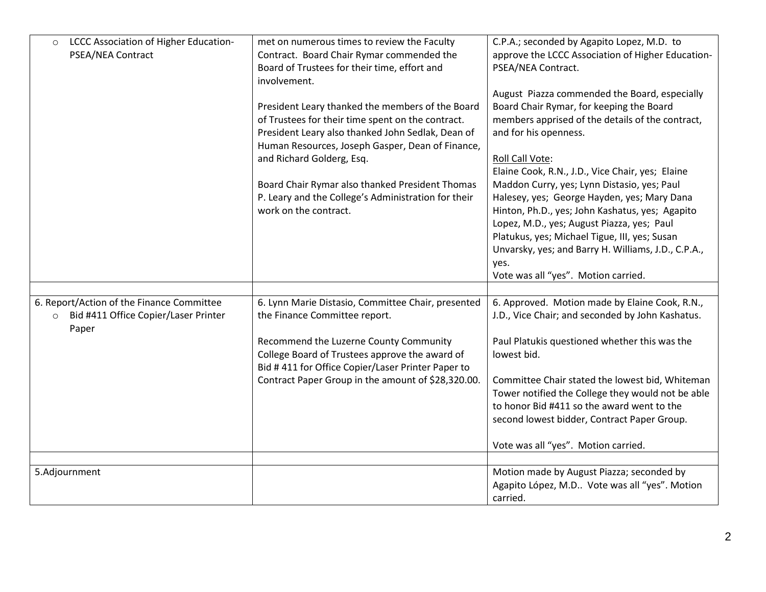| | | |
|---|---|---|
| ○ LCCC Association of Higher Education-PSEA/NEA Contract | met on numerous times to review the Faculty Contract. Board Chair Rymar commended the Board of Trustees for their time, effort and involvement.<br><br>President Leary thanked the members of the Board of Trustees for their time spent on the contract. President Leary also thanked John Sedlak, Dean of Human Resources, Joseph Gasper, Dean of Finance, and Richard Golderg, Esq.<br><br>Board Chair Rymar also thanked President Thomas P. Leary and the College's Administration for their work on the contract. | C.P.A.; seconded by Agapito Lopez, M.D. to approve the LCCC Association of Higher Education-PSEA/NEA Contract.<br><br>August Piazza commended the Board, especially Board Chair Rymar, for keeping the Board members apprised of the details of the contract, and for his openness.<br><br>Roll Call Vote:<br>Elaine Cook, R.N., J.D., Vice Chair, yes; Elaine Maddon Curry, yes; Lynn Distasio, yes; Paul Halesey, yes; George Hayden, yes; Mary Dana Hinton, Ph.D., yes; John Kashatus, yes; Agapito Lopez, M.D., yes; August Piazza, yes; Paul Platukus, yes; Michael Tigue, III, yes; Susan Unvarsky, yes; and Barry H. Williams, J.D., C.P.A., yes.<br>Vote was all "yes". Motion carried. |
| | | |
| 6. Report/Action of the Finance Committee<br>○ Bid #411 Office Copier/Laser Printer Paper | 6. Lynn Marie Distasio, Committee Chair, presented the Finance Committee report.<br><br>Recommend the Luzerne County Community College Board of Trustees approve the award of Bid # 411 for Office Copier/Laser Printer Paper to Contract Paper Group in the amount of $28,320.00. | 6. Approved. Motion made by Elaine Cook, R.N., J.D., Vice Chair; and seconded by John Kashatus.<br><br>Paul Platukis questioned whether this was the lowest bid.<br><br>Committee Chair stated the lowest bid, Whiteman Tower notified the College they would not be able to honor Bid #411 so the award went to the second lowest bidder, Contract Paper Group.<br><br>Vote was all "yes". Motion carried. |
| | | |
| 5.Adjournment | | Motion made by August Piazza; seconded by Agapito López, M.D.. Vote was all "yes". Motion carried. |